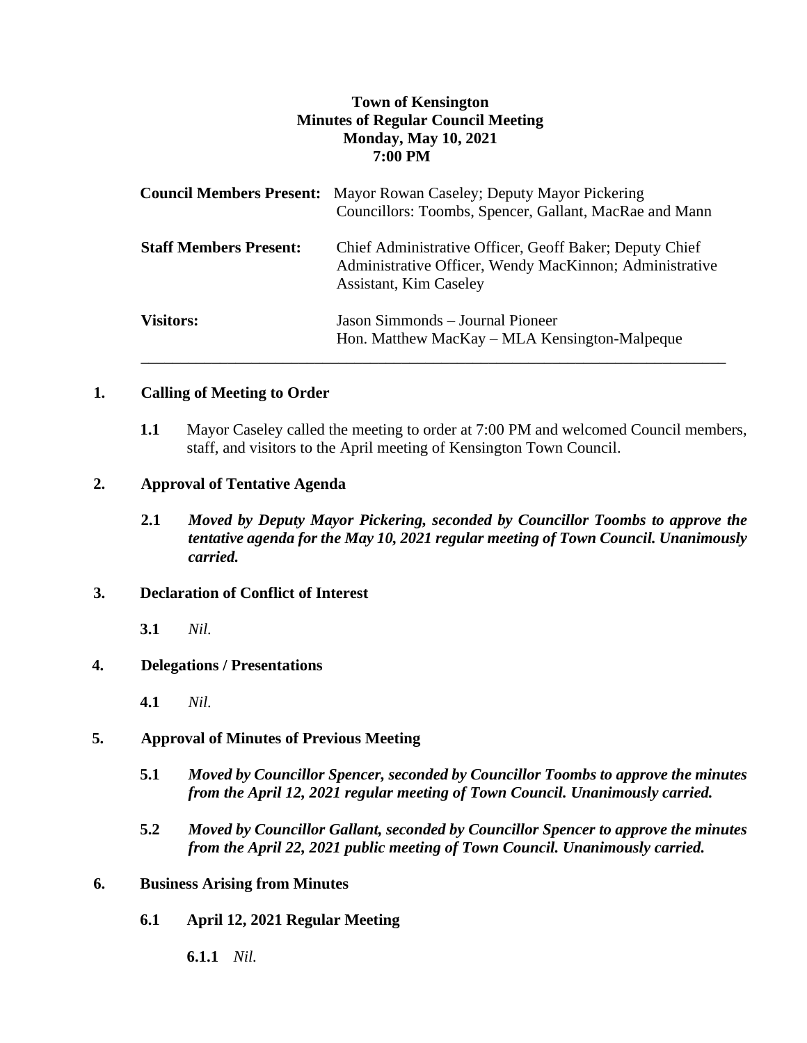# Town of Kensington
## Minutes of Regular Council Meeting
### Monday, May 10, 2021
### 7:00 PM

| | |
|---|---|
| **Council Members Present:** | Mayor Rowan Caseley; Deputy Mayor Pickering<br>Councillors: Toombs, Spencer, Gallant, MacRae and Mann |
| **Staff Members Present:** | Chief Administrative Officer, Geoff Baker; Deputy Chief Administrative Officer, Wendy MacKinnon; Administrative Assistant, Kim Caseley |
| **Visitors:** | Jason Simmonds – Journal Pioneer<br>Hon. Matthew MacKay – MLA Kensington-Malpeque |

---

**1. Calling of Meeting to Order**

**1.1** Mayor Caseley called the meeting to order at 7:00 PM and welcomed Council members, staff, and visitors to the April meeting of Kensington Town Council.

**2. Approval of Tentative Agenda**

**2.1** ***Moved by Deputy Mayor Pickering, seconded by Councillor Toombs to approve the tentative agenda for the May 10, 2021 regular meeting of Town Council. Unanimously carried.***

**3. Declaration of Conflict of Interest**

**3.1** *Nil.*

**4. Delegations / Presentations**

**4.1** *Nil.*

**5. Approval of Minutes of Previous Meeting**

**5.1** ***Moved by Councillor Spencer, seconded by Councillor Toombs to approve the minutes from the April 12, 2021 regular meeting of Town Council. Unanimously carried.***

**5.2** ***Moved by Councillor Gallant, seconded by Councillor Spencer to approve the minutes from the April 22, 2021 public meeting of Town Council. Unanimously carried.***

**6. Business Arising from Minutes**

**6.1 April 12, 2021 Regular Meeting**

**6.1.1** *Nil.*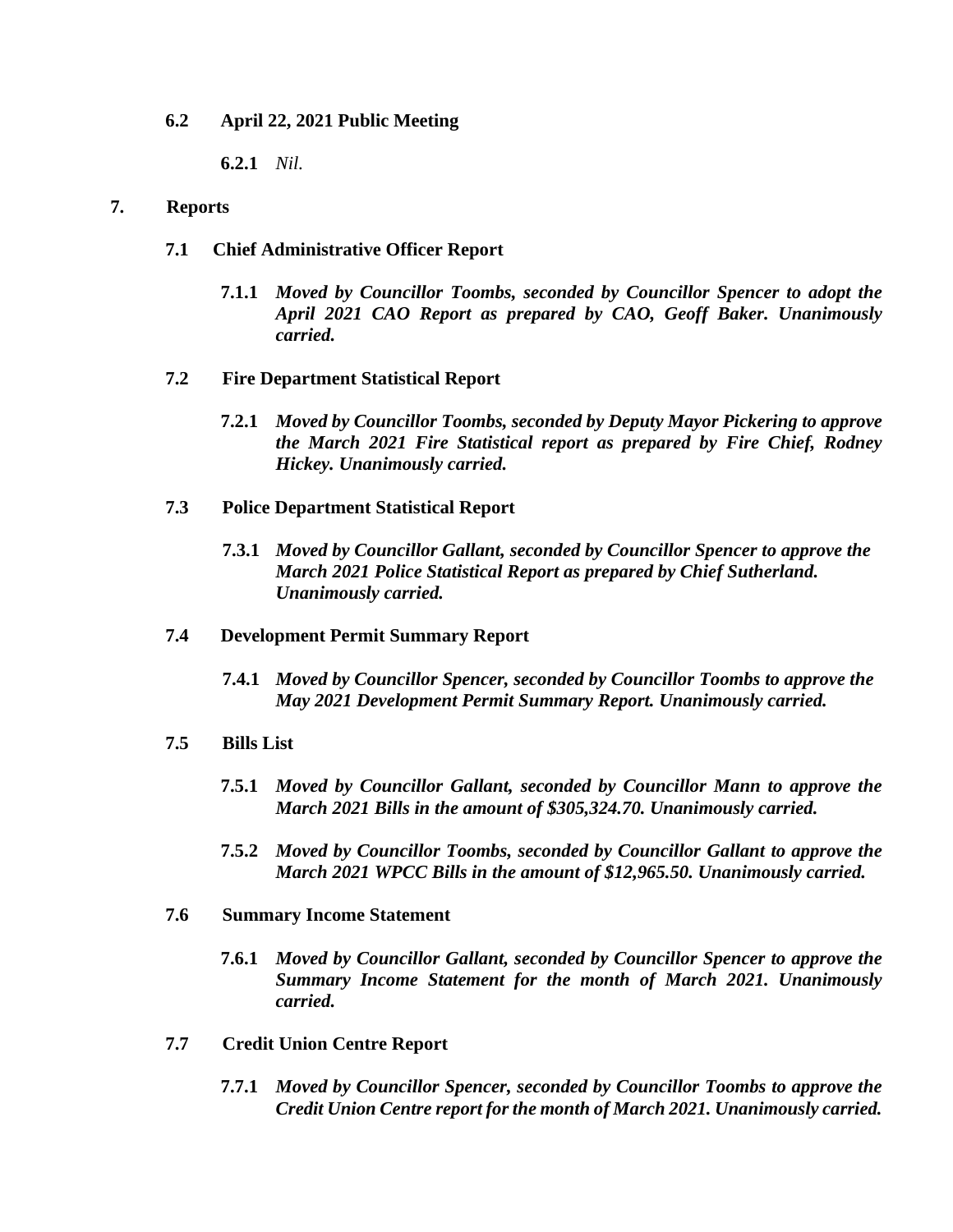**6.2 April 22, 2021 Public Meeting**

**6.2.1** *Nil.*

## 7. Reports

**7.1 Chief Administrative Officer Report**

**7.1.1** ***Moved by Councillor Toombs, seconded by Councillor Spencer to adopt the April 2021 CAO Report as prepared by CAO, Geoff Baker. Unanimously carried.***

**7.2 Fire Department Statistical Report**

**7.2.1** ***Moved by Councillor Toombs, seconded by Deputy Mayor Pickering to approve the March 2021 Fire Statistical report as prepared by Fire Chief, Rodney Hickey. Unanimously carried.***

**7.3 Police Department Statistical Report**

**7.3.1** ***Moved by Councillor Gallant, seconded by Councillor Spencer to approve the March 2021 Police Statistical Report as prepared by Chief Sutherland. Unanimously carried.***

**7.4 Development Permit Summary Report**

**7.4.1** ***Moved by Councillor Spencer, seconded by Councillor Toombs to approve the May 2021 Development Permit Summary Report. Unanimously carried.***

**7.5 Bills List**

**7.5.1** ***Moved by Councillor Gallant, seconded by Councillor Mann to approve the March 2021 Bills in the amount of $305,324.70. Unanimously carried.***

**7.5.2** ***Moved by Councillor Toombs, seconded by Councillor Gallant to approve the March 2021 WPCC Bills in the amount of $12,965.50. Unanimously carried.***

**7.6 Summary Income Statement**

**7.6.1** ***Moved by Councillor Gallant, seconded by Councillor Spencer to approve the Summary Income Statement for the month of March 2021. Unanimously carried.***

**7.7 Credit Union Centre Report**

**7.7.1** ***Moved by Councillor Spencer, seconded by Councillor Toombs to approve the Credit Union Centre report for the month of March 2021. Unanimously carried.***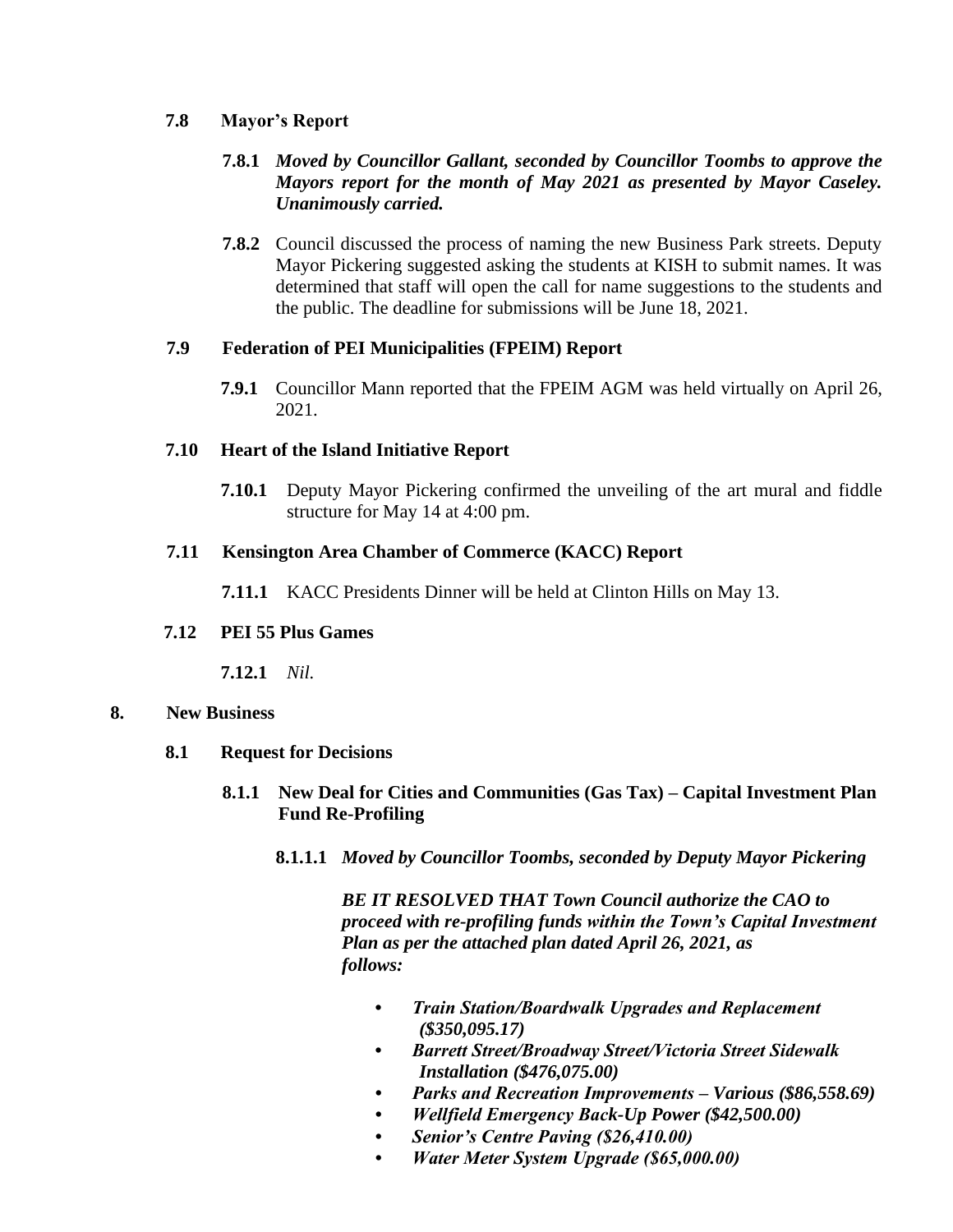### 7.8 Mayor's Report

**7.8.1** ***Moved by Councillor Gallant, seconded by Councillor Toombs to approve the Mayors report for the month of May 2021 as presented by Mayor Caseley. Unanimously carried.***

**7.8.2** Council discussed the process of naming the new Business Park streets. Deputy Mayor Pickering suggested asking the students at KISH to submit names. It was determined that staff will open the call for name suggestions to the students and the public. The deadline for submissions will be June 18, 2021.

### 7.9 Federation of PEI Municipalities (FPEIM) Report

**7.9.1** Councillor Mann reported that the FPEIM AGM was held virtually on April 26, 2021.

### 7.10 Heart of the Island Initiative Report

**7.10.1** Deputy Mayor Pickering confirmed the unveiling of the art mural and fiddle structure for May 14 at 4:00 pm.

### 7.11 Kensington Area Chamber of Commerce (KACC) Report

**7.11.1** KACC Presidents Dinner will be held at Clinton Hills on May 13.

### 7.12 PEI 55 Plus Games

**7.12.1** *Nil.*

## 8. New Business

### 8.1 Request for Decisions

#### 8.1.1 New Deal for Cities and Communities (Gas Tax) – Capital Investment Plan Fund Re-Profiling

**8.1.1.1** ***Moved by Councillor Toombs, seconded by Deputy Mayor Pickering***

***BE IT RESOLVED THAT Town Council authorize the CAO to proceed with re-profiling funds within the Town's Capital Investment Plan as per the attached plan dated April 26, 2021, as follows:***

- ***Train Station/Boardwalk Upgrades and Replacement ($350,095.17)***
- ***Barrett Street/Broadway Street/Victoria Street Sidewalk Installation ($476,075.00)***
- ***Parks and Recreation Improvements – Various ($86,558.69)***
- ***Wellfield Emergency Back-Up Power ($42,500.00)***
- ***Senior's Centre Paving ($26,410.00)***
- ***Water Meter System Upgrade ($65,000.00)***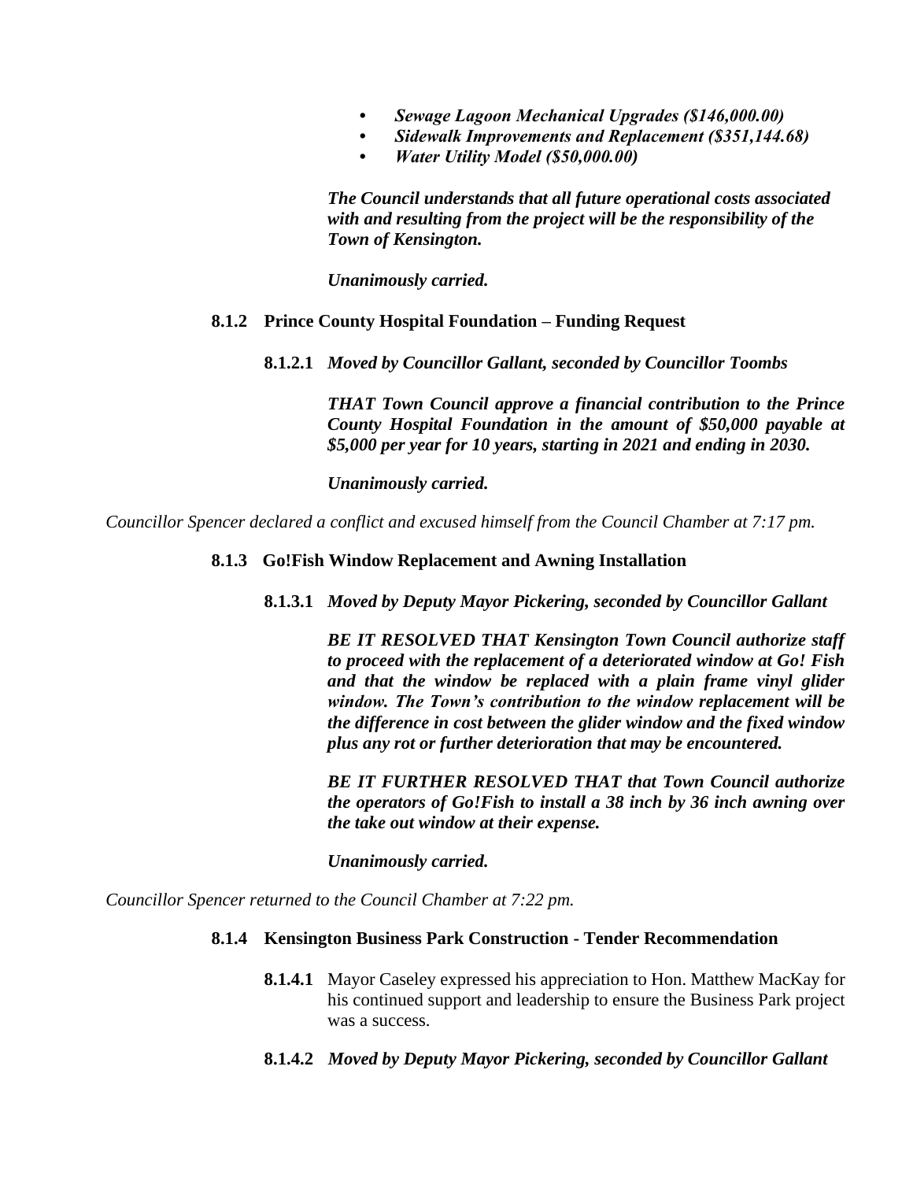- ***Sewage Lagoon Mechanical Upgrades ($146,000.00)***
- ***Sidewalk Improvements and Replacement ($351,144.68)***
- ***Water Utility Model ($50,000.00)***

***The Council understands that all future operational costs associated with and resulting from the project will be the responsibility of the Town of Kensington.***

***Unanimously carried.***

**8.1.2 Prince County Hospital Foundation – Funding Request**

**8.1.2.1** ***Moved by Councillor Gallant, seconded by Councillor Toombs***

***THAT Town Council approve a financial contribution to the Prince County Hospital Foundation in the amount of $50,000 payable at $5,000 per year for 10 years, starting in 2021 and ending in 2030.***

***Unanimously carried.***

*Councillor Spencer declared a conflict and excused himself from the Council Chamber at 7:17 pm.*

**8.1.3 Go!Fish Window Replacement and Awning Installation**

**8.1.3.1** ***Moved by Deputy Mayor Pickering, seconded by Councillor Gallant***

***BE IT RESOLVED THAT Kensington Town Council authorize staff to proceed with the replacement of a deteriorated window at Go! Fish and that the window be replaced with a plain frame vinyl glider window. The Town's contribution to the window replacement will be the difference in cost between the glider window and the fixed window plus any rot or further deterioration that may be encountered.***

***BE IT FURTHER RESOLVED THAT that Town Council authorize the operators of Go!Fish to install a 38 inch by 36 inch awning over the take out window at their expense.***

***Unanimously carried.***

*Councillor Spencer returned to the Council Chamber at 7:22 pm.*

**8.1.4 Kensington Business Park Construction - Tender Recommendation**

**8.1.4.1** Mayor Caseley expressed his appreciation to Hon. Matthew MacKay for his continued support and leadership to ensure the Business Park project was a success.

**8.1.4.2** ***Moved by Deputy Mayor Pickering, seconded by Councillor Gallant***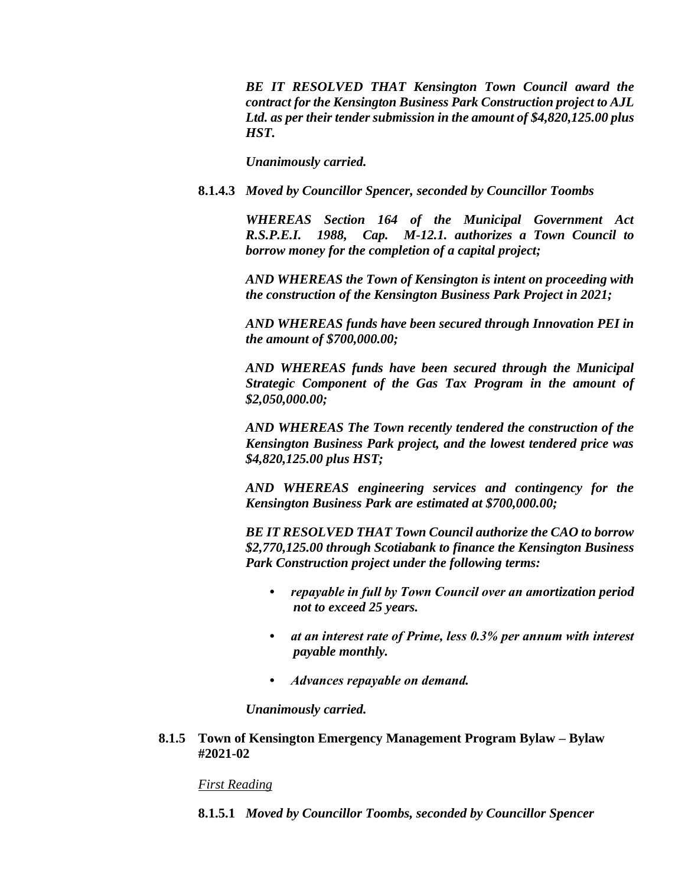*BE IT RESOLVED THAT Kensington Town Council award the contract for the Kensington Business Park Construction project to AJL Ltd. as per their tender submission in the amount of $4,820,125.00 plus HST.*

*Unanimously carried.*

**8.1.4.3** *Moved by Councillor Spencer, seconded by Councillor Toombs*

*WHEREAS Section 164 of the Municipal Government Act R.S.P.E.I. 1988, Cap. M-12.1. authorizes a Town Council to borrow money for the completion of a capital project;*

*AND WHEREAS the Town of Kensington is intent on proceeding with the construction of the Kensington Business Park Project in 2021;*

*AND WHEREAS funds have been secured through Innovation PEI in the amount of $700,000.00;*

*AND WHEREAS funds have been secured through the Municipal Strategic Component of the Gas Tax Program in the amount of $2,050,000.00;*

*AND WHEREAS The Town recently tendered the construction of the Kensington Business Park project, and the lowest tendered price was $4,820,125.00 plus HST;*

*AND WHEREAS engineering services and contingency for the Kensington Business Park are estimated at $700,000.00;*

*BE IT RESOLVED THAT Town Council authorize the CAO to borrow $2,770,125.00 through Scotiabank to finance the Kensington Business Park Construction project under the following terms:*

- *repayable in full by Town Council over an amortization period not to exceed 25 years.*
- *at an interest rate of Prime, less 0.3% per annum with interest payable monthly.*
- *Advances repayable on demand.*

*Unanimously carried.*

**8.1.5 Town of Kensington Emergency Management Program Bylaw – Bylaw #2021-02**

First Reading

**8.1.5.1** *Moved by Councillor Toombs, seconded by Councillor Spencer*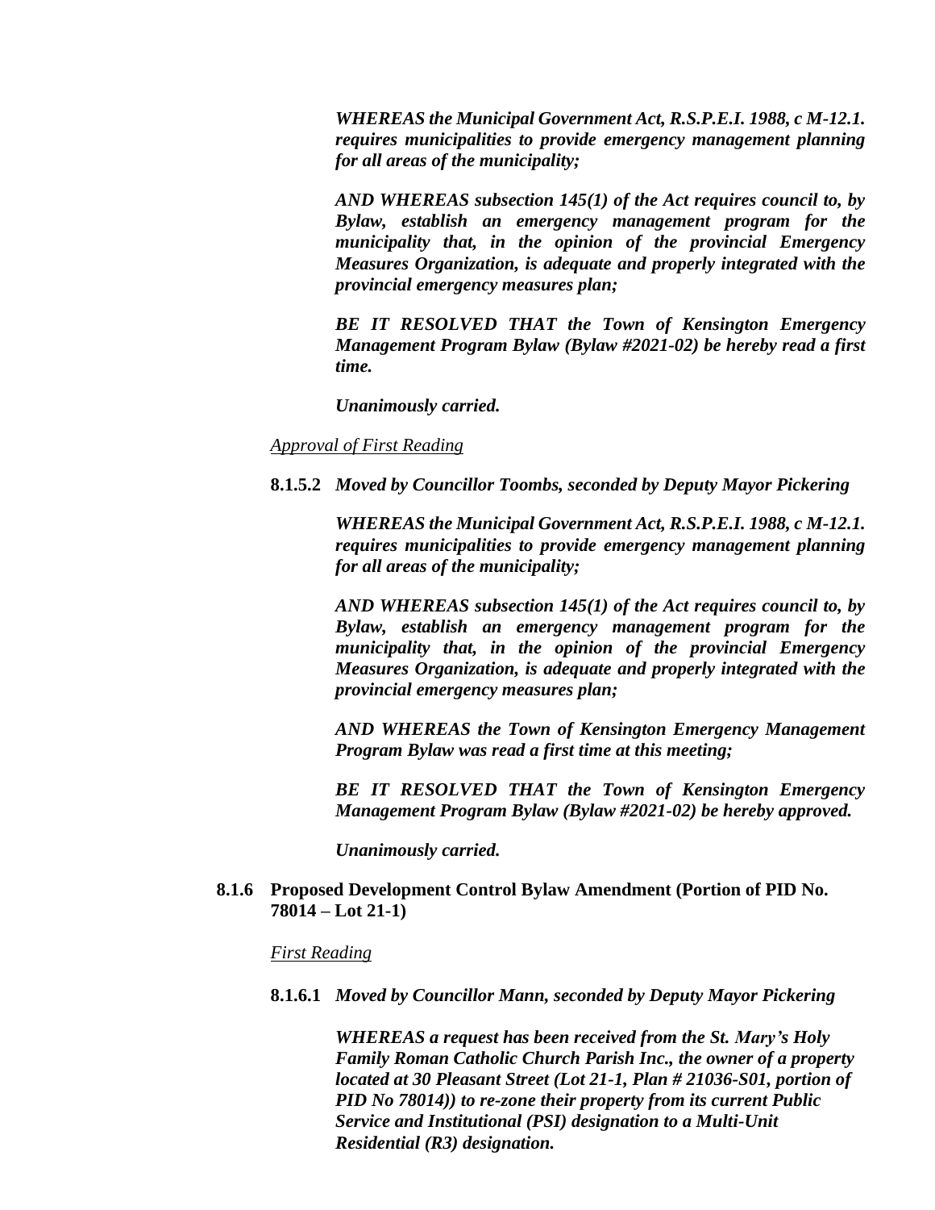*WHEREAS the Municipal Government Act, R.S.P.E.I. 1988, c M-12.1. requires municipalities to provide emergency management planning for all areas of the municipality;*

*AND WHEREAS subsection 145(1) of the Act requires council to, by Bylaw, establish an emergency management program for the municipality that, in the opinion of the provincial Emergency Measures Organization, is adequate and properly integrated with the provincial emergency measures plan;*

*BE IT RESOLVED THAT the Town of Kensington Emergency Management Program Bylaw (Bylaw #2021-02) be hereby read a first time.*

*Unanimously carried.*

*Approval of First Reading*

**8.1.5.2** *Moved by Councillor Toombs, seconded by Deputy Mayor Pickering*

*WHEREAS the Municipal Government Act, R.S.P.E.I. 1988, c M-12.1. requires municipalities to provide emergency management planning for all areas of the municipality;*

*AND WHEREAS subsection 145(1) of the Act requires council to, by Bylaw, establish an emergency management program for the municipality that, in the opinion of the provincial Emergency Measures Organization, is adequate and properly integrated with the provincial emergency measures plan;*

*AND WHEREAS the Town of Kensington Emergency Management Program Bylaw was read a first time at this meeting;*

*BE IT RESOLVED THAT the Town of Kensington Emergency Management Program Bylaw (Bylaw #2021-02) be hereby approved.*

*Unanimously carried.*

**8.1.6 Proposed Development Control Bylaw Amendment (Portion of PID No. 78014 – Lot 21-1)**

*First Reading*

**8.1.6.1** *Moved by Councillor Mann, seconded by Deputy Mayor Pickering*

*WHEREAS a request has been received from the St. Mary's Holy Family Roman Catholic Church Parish Inc., the owner of a property located at 30 Pleasant Street (Lot 21-1, Plan # 21036-S01, portion of PID No 78014)) to re-zone their property from its current Public Service and Institutional (PSI) designation to a Multi-Unit Residential (R3) designation.*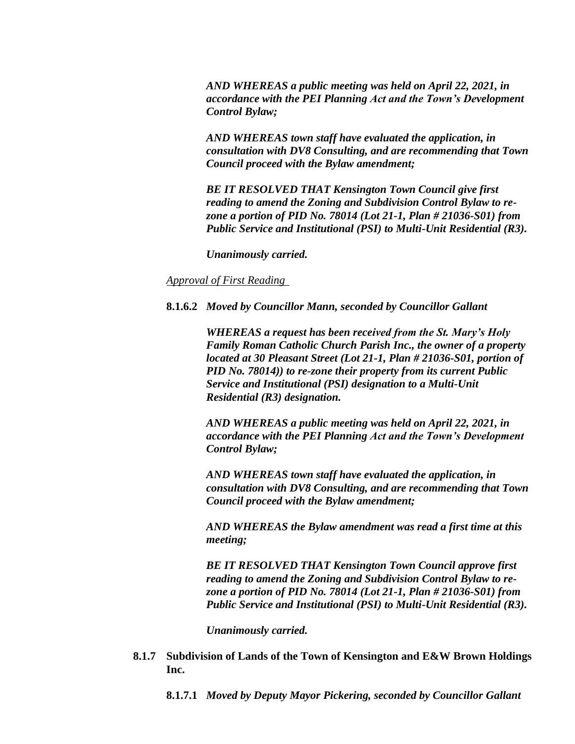*AND WHEREAS a public meeting was held on April 22, 2021, in accordance with the PEI Planning Act and the Town's Development Control Bylaw;*

*AND WHEREAS town staff have evaluated the application, in consultation with DV8 Consulting, and are recommending that Town Council proceed with the Bylaw amendment;*

*BE IT RESOLVED THAT Kensington Town Council give first reading to amend the Zoning and Subdivision Control Bylaw to re-zone a portion of PID No. 78014 (Lot 21-1, Plan # 21036-S01) from Public Service and Institutional (PSI) to Multi-Unit Residential (R3).*

*Unanimously carried.*

*Approval of First Reading*

**8.1.6.2** ***Moved by Councillor Mann, seconded by Councillor Gallant***

*WHEREAS a request has been received from the St. Mary's Holy Family Roman Catholic Church Parish Inc., the owner of a property located at 30 Pleasant Street (Lot 21-1, Plan # 21036-S01, portion of PID No. 78014)) to re-zone their property from its current Public Service and Institutional (PSI) designation to a Multi-Unit Residential (R3) designation.*

*AND WHEREAS a public meeting was held on April 22, 2021, in accordance with the PEI Planning Act and the Town's Development Control Bylaw;*

*AND WHEREAS town staff have evaluated the application, in consultation with DV8 Consulting, and are recommending that Town Council proceed with the Bylaw amendment;*

*AND WHEREAS the Bylaw amendment was read a first time at this meeting;*

*BE IT RESOLVED THAT Kensington Town Council approve first reading to amend the Zoning and Subdivision Control Bylaw to re-zone a portion of PID No. 78014 (Lot 21-1, Plan # 21036-S01) from Public Service and Institutional (PSI) to Multi-Unit Residential (R3).*

*Unanimously carried.*

**8.1.7 Subdivision of Lands of the Town of Kensington and E&W Brown Holdings Inc.**

**8.1.7.1** ***Moved by Deputy Mayor Pickering, seconded by Councillor Gallant***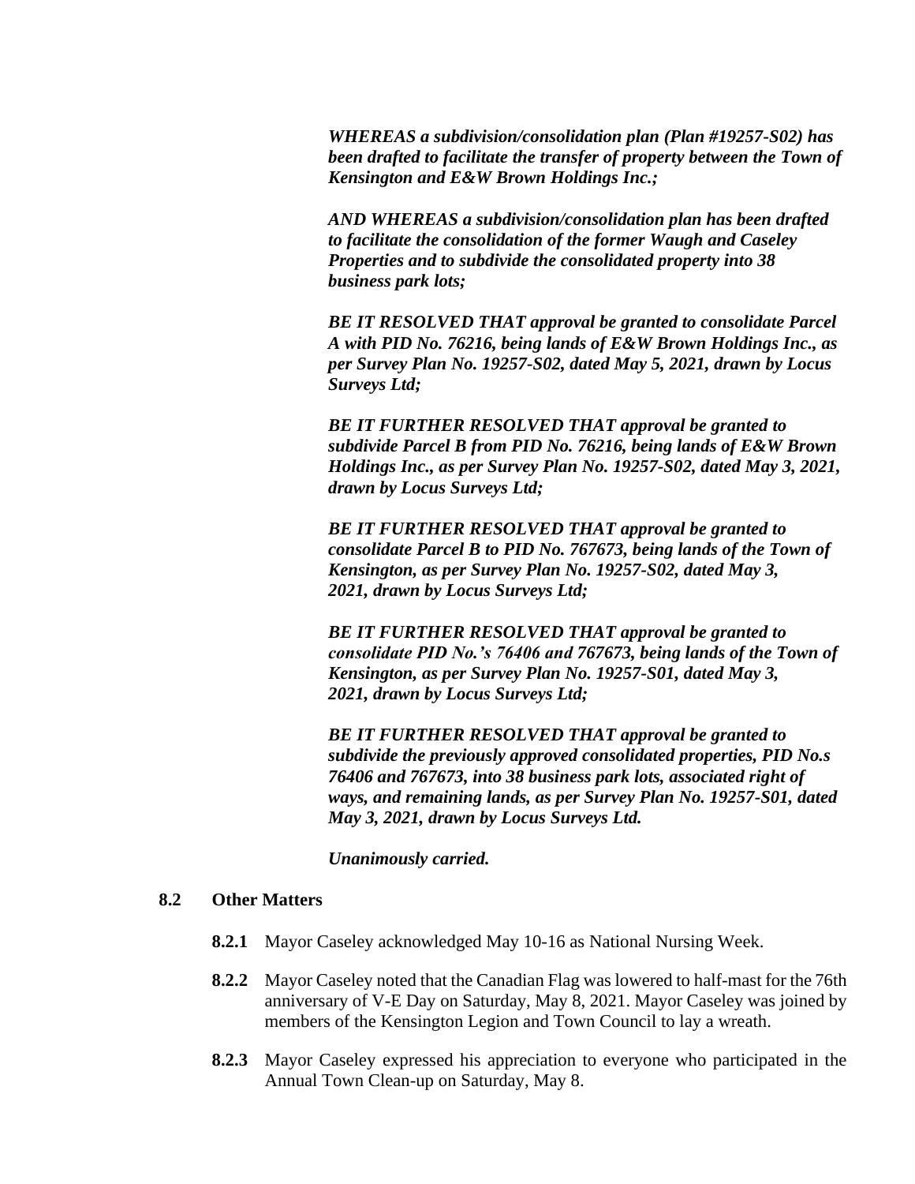***WHEREAS a subdivision/consolidation plan (Plan #19257-S02) has been drafted to facilitate the transfer of property between the Town of Kensington and E&W Brown Holdings Inc.;***

***AND WHEREAS a subdivision/consolidation plan has been drafted to facilitate the consolidation of the former Waugh and Caseley Properties and to subdivide the consolidated property into 38 business park lots;***

***BE IT RESOLVED THAT approval be granted to consolidate Parcel A with PID No. 76216, being lands of E&W Brown Holdings Inc., as per Survey Plan No. 19257-S02, dated May 5, 2021, drawn by Locus Surveys Ltd;***

***BE IT FURTHER RESOLVED THAT approval be granted to subdivide Parcel B from PID No. 76216, being lands of E&W Brown Holdings Inc., as per Survey Plan No. 19257-S02, dated May 3, 2021, drawn by Locus Surveys Ltd;***

***BE IT FURTHER RESOLVED THAT approval be granted to consolidate Parcel B to PID No. 767673, being lands of the Town of Kensington, as per Survey Plan No. 19257-S02, dated May 3, 2021, drawn by Locus Surveys Ltd;***

***BE IT FURTHER RESOLVED THAT approval be granted to consolidate PID No.'s 76406 and 767673, being lands of the Town of Kensington, as per Survey Plan No. 19257-S01, dated May 3, 2021, drawn by Locus Surveys Ltd;***

***BE IT FURTHER RESOLVED THAT approval be granted to subdivide the previously approved consolidated properties, PID No.s 76406 and 767673, into 38 business park lots, associated right of ways, and remaining lands, as per Survey Plan No. 19257-S01, dated May 3, 2021, drawn by Locus Surveys Ltd.***

***Unanimously carried.***

**8.2 Other Matters**

**8.2.1** Mayor Caseley acknowledged May 10-16 as National Nursing Week.

**8.2.2** Mayor Caseley noted that the Canadian Flag was lowered to half-mast for the 76th anniversary of V-E Day on Saturday, May 8, 2021. Mayor Caseley was joined by members of the Kensington Legion and Town Council to lay a wreath.

**8.2.3** Mayor Caseley expressed his appreciation to everyone who participated in the Annual Town Clean-up on Saturday, May 8.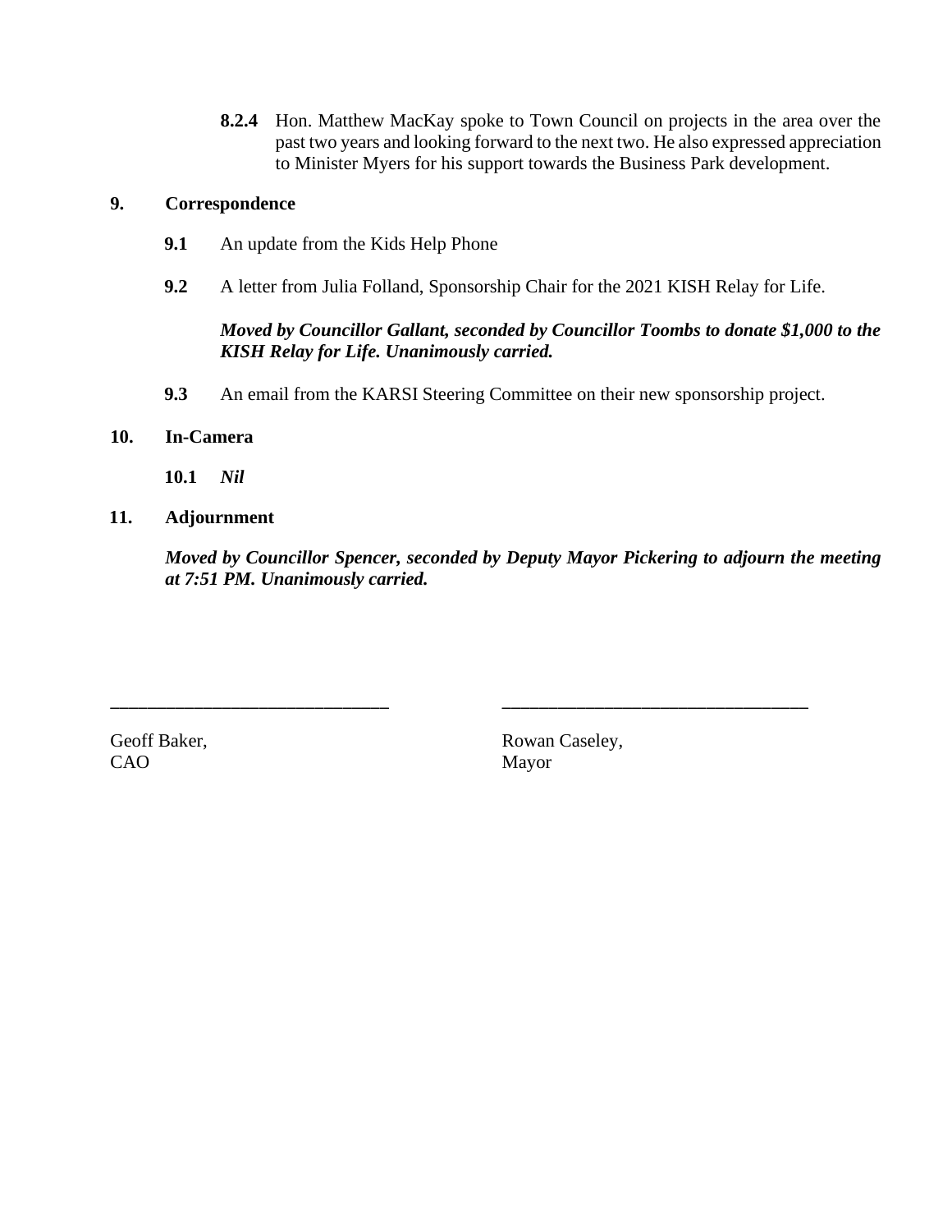**8.2.4** Hon. Matthew MacKay spoke to Town Council on projects in the area over the past two years and looking forward to the next two. He also expressed appreciation to Minister Myers for his support towards the Business Park development.

## 9. Correspondence

**9.1** An update from the Kids Help Phone

**9.2** A letter from Julia Folland, Sponsorship Chair for the 2021 KISH Relay for Life.

***Moved by Councillor Gallant, seconded by Councillor Toombs to donate $1,000 to the KISH Relay for Life. Unanimously carried.***

**9.3** An email from the KARSI Steering Committee on their new sponsorship project.

## 10. In-Camera

**10.1** ***Nil***

## 11. Adjournment

***Moved by Councillor Spencer, seconded by Deputy Mayor Pickering to adjourn the meeting at 7:51 PM. Unanimously carried.***

\_\_\_\_\_\_\_\_\_\_\_\_\_\_\_\_\_\_\_\_\_\_\_\_\_\_\_\_\_\_

Geoff Baker,
CAO

\_\_\_\_\_\_\_\_\_\_\_\_\_\_\_\_\_\_\_\_\_\_\_\_\_\_\_\_\_\_

Rowan Caseley,
Mayor